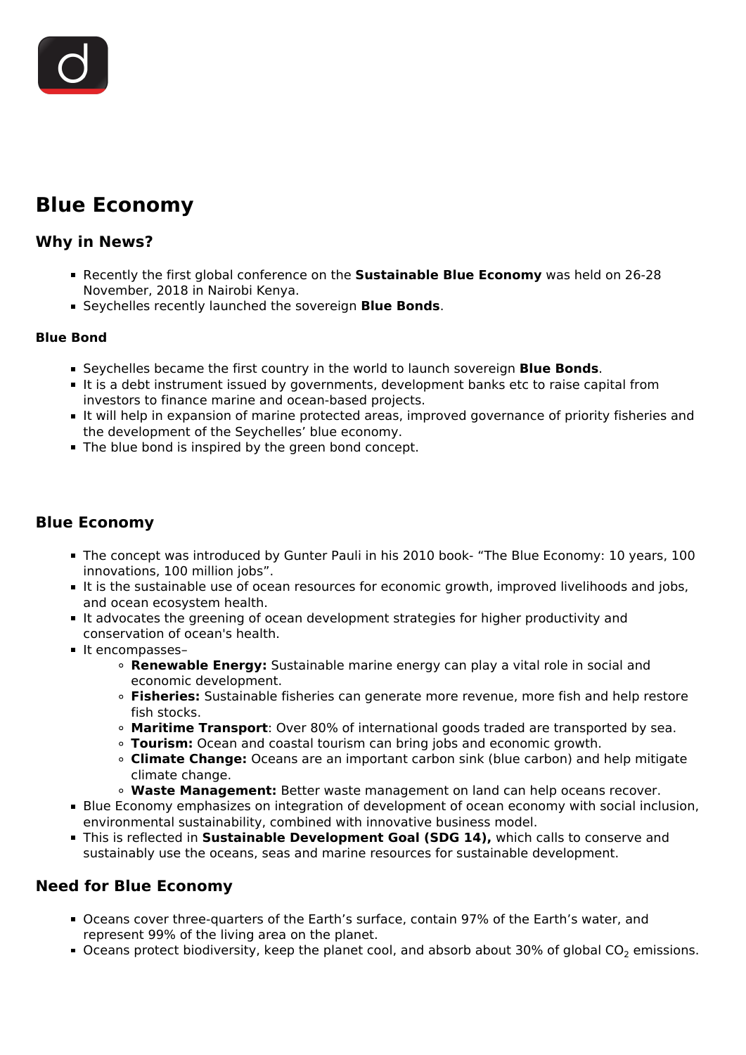# Blue Economy

## Why in News?

- Recently the first global conference on the **Sustainable Blue Economy** was held on 26-28 November, 2018 in Nairobi Kenya.
- Seychelles recently launched the sovereign **Blue Bonds**.

### Blue Bond

- Seychelles became the first country in the world to launch sovereign **Blue Bonds**.
- It is a debt instrument issued by governments, development banks etc to raise capital from investors to finance marine and ocean-based projects.
- It will help in expansion of marine protected areas, improved governance of priority fisheries and the development of the Seychelles' blue economy.
- The blue bond is inspired by the green bond concept.

## Blue Economy

- The concept was introduced by Gunter Pauli in his 2010 book- "The Blue Economy: 10 years, 100 innovations, 100 million jobs".
- It is the sustainable use of ocean resources for economic growth, improved livelihoods and jobs, and ocean ecosystem health.
- It advocates the greening of ocean development strategies for higher productivity and conservation of ocean's health.
- It encompasses–
  - **Renewable Energy:** Sustainable marine energy can play a vital role in social and economic development.
  - **Fisheries:** Sustainable fisheries can generate more revenue, more fish and help restore fish stocks.
  - **Maritime Transport**: Over 80% of international goods traded are transported by sea.
  - **Tourism:** Ocean and coastal tourism can bring jobs and economic growth.
  - **Climate Change:** Oceans are an important carbon sink (blue carbon) and help mitigate climate change.
  - **Waste Management:** Better waste management on land can help oceans recover.
- Blue Economy emphasizes on integration of development of ocean economy with social inclusion, environmental sustainability, combined with innovative business model.
- This is reflected in **Sustainable Development Goal (SDG 14),** which calls to conserve and sustainably use the oceans, seas and marine resources for sustainable development.

## Need for Blue Economy

- Oceans cover three-quarters of the Earth's surface, contain 97% of the Earth's water, and represent 99% of the living area on the planet.
- Oceans protect biodiversity, keep the planet cool, and absorb about 30% of global $CO_2$ emissions.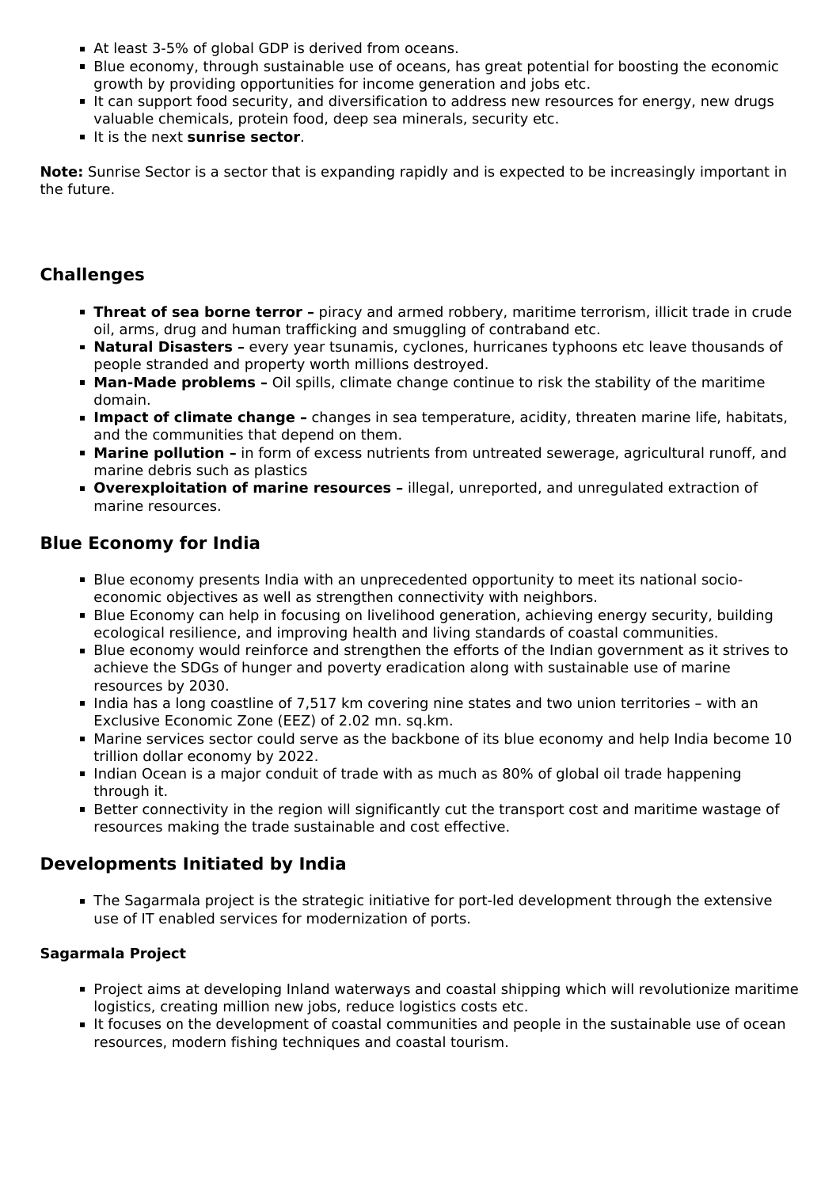- At least 3-5% of global GDP is derived from oceans.
- Blue economy, through sustainable use of oceans, has great potential for boosting the economic growth by providing opportunities for income generation and jobs etc.
- It can support food security, and diversification to address new resources for energy, new drugs valuable chemicals, protein food, deep sea minerals, security etc.
- It is the next **sunrise sector**.

**Note:** Sunrise Sector is a sector that is expanding rapidly and is expected to be increasingly important in the future.

## Challenges

- **Threat of sea borne terror –** piracy and armed robbery, maritime terrorism, illicit trade in crude oil, arms, drug and human trafficking and smuggling of contraband etc.
- **Natural Disasters –** every year tsunamis, cyclones, hurricanes typhoons etc leave thousands of people stranded and property worth millions destroyed.
- **Man-Made problems –** Oil spills, climate change continue to risk the stability of the maritime domain.
- **Impact of climate change –** changes in sea temperature, acidity, threaten marine life, habitats, and the communities that depend on them.
- **Marine pollution –** in form of excess nutrients from untreated sewerage, agricultural runoff, and marine debris such as plastics
- **Overexploitation of marine resources –** illegal, unreported, and unregulated extraction of marine resources.

## Blue Economy for India

- Blue economy presents India with an unprecedented opportunity to meet its national socio-economic objectives as well as strengthen connectivity with neighbors.
- Blue Economy can help in focusing on livelihood generation, achieving energy security, building ecological resilience, and improving health and living standards of coastal communities.
- Blue economy would reinforce and strengthen the efforts of the Indian government as it strives to achieve the SDGs of hunger and poverty eradication along with sustainable use of marine resources by 2030.
- India has a long coastline of 7,517 km covering nine states and two union territories – with an Exclusive Economic Zone (EEZ) of 2.02 mn. sq.km.
- Marine services sector could serve as the backbone of its blue economy and help India become 10 trillion dollar economy by 2022.
- Indian Ocean is a major conduit of trade with as much as 80% of global oil trade happening through it.
- Better connectivity in the region will significantly cut the transport cost and maritime wastage of resources making the trade sustainable and cost effective.

## Developments Initiated by India

- The Sagarmala project is the strategic initiative for port-led development through the extensive use of IT enabled services for modernization of ports.

### Sagarmala Project

- Project aims at developing Inland waterways and coastal shipping which will revolutionize maritime logistics, creating million new jobs, reduce logistics costs etc.
- It focuses on the development of coastal communities and people in the sustainable use of ocean resources, modern fishing techniques and coastal tourism.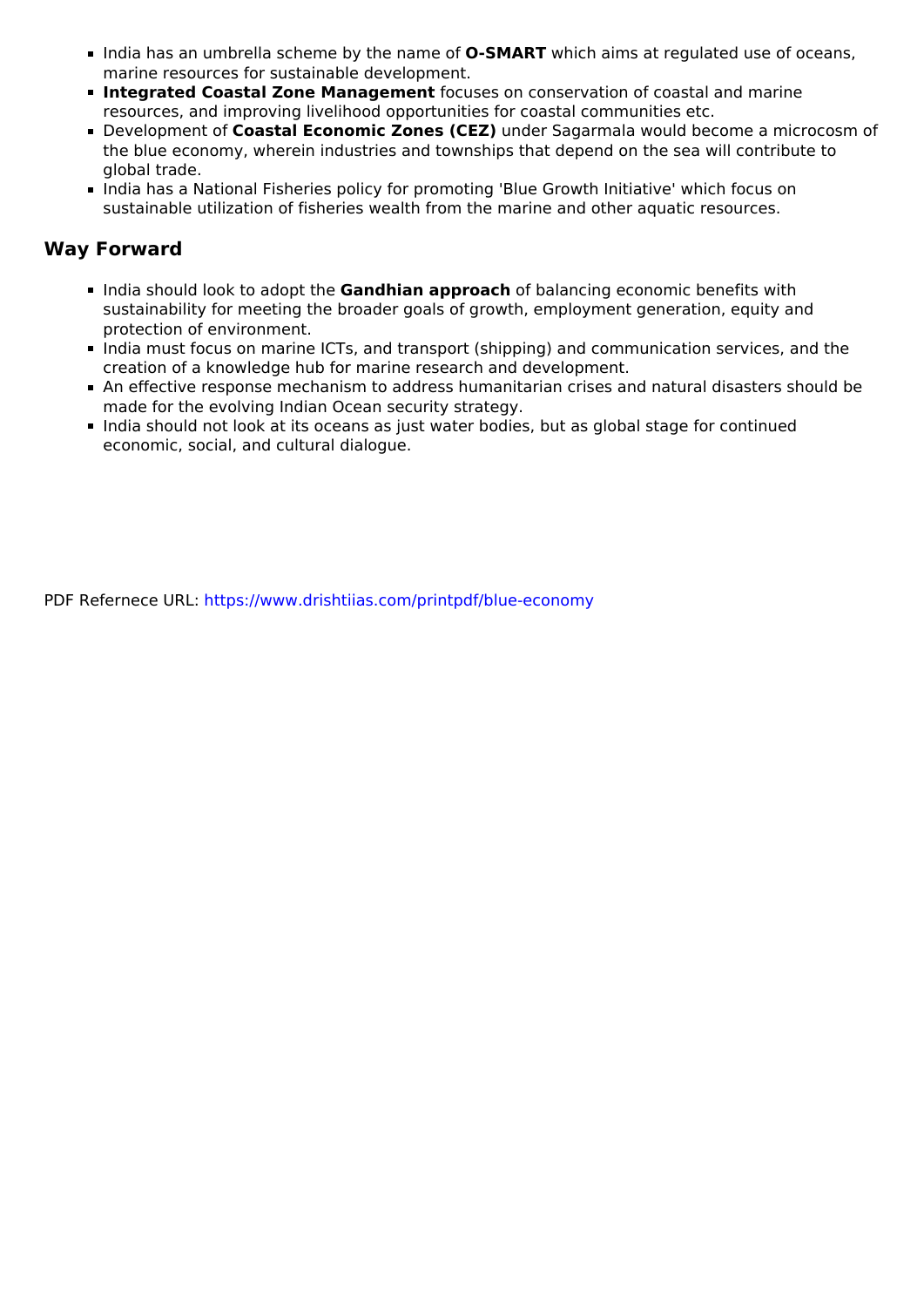- India has an umbrella scheme by the name of **O-SMART** which aims at regulated use of oceans, marine resources for sustainable development.
- **Integrated Coastal Zone Management** focuses on conservation of coastal and marine resources, and improving livelihood opportunities for coastal communities etc.
- Development of **Coastal Economic Zones (CEZ)** under Sagarmala would become a microcosm of the blue economy, wherein industries and townships that depend on the sea will contribute to global trade.
- India has a National Fisheries policy for promoting 'Blue Growth Initiative' which focus on sustainable utilization of fisheries wealth from the marine and other aquatic resources.

## Way Forward

- India should look to adopt the **Gandhian approach** of balancing economic benefits with sustainability for meeting the broader goals of growth, employment generation, equity and protection of environment.
- India must focus on marine ICTs, and transport (shipping) and communication services, and the creation of a knowledge hub for marine research and development.
- An effective response mechanism to address humanitarian crises and natural disasters should be made for the evolving Indian Ocean security strategy.
- India should not look at its oceans as just water bodies, but as global stage for continued economic, social, and cultural dialogue.

PDF Refernece URL: https://www.drishtiias.com/printpdf/blue-economy